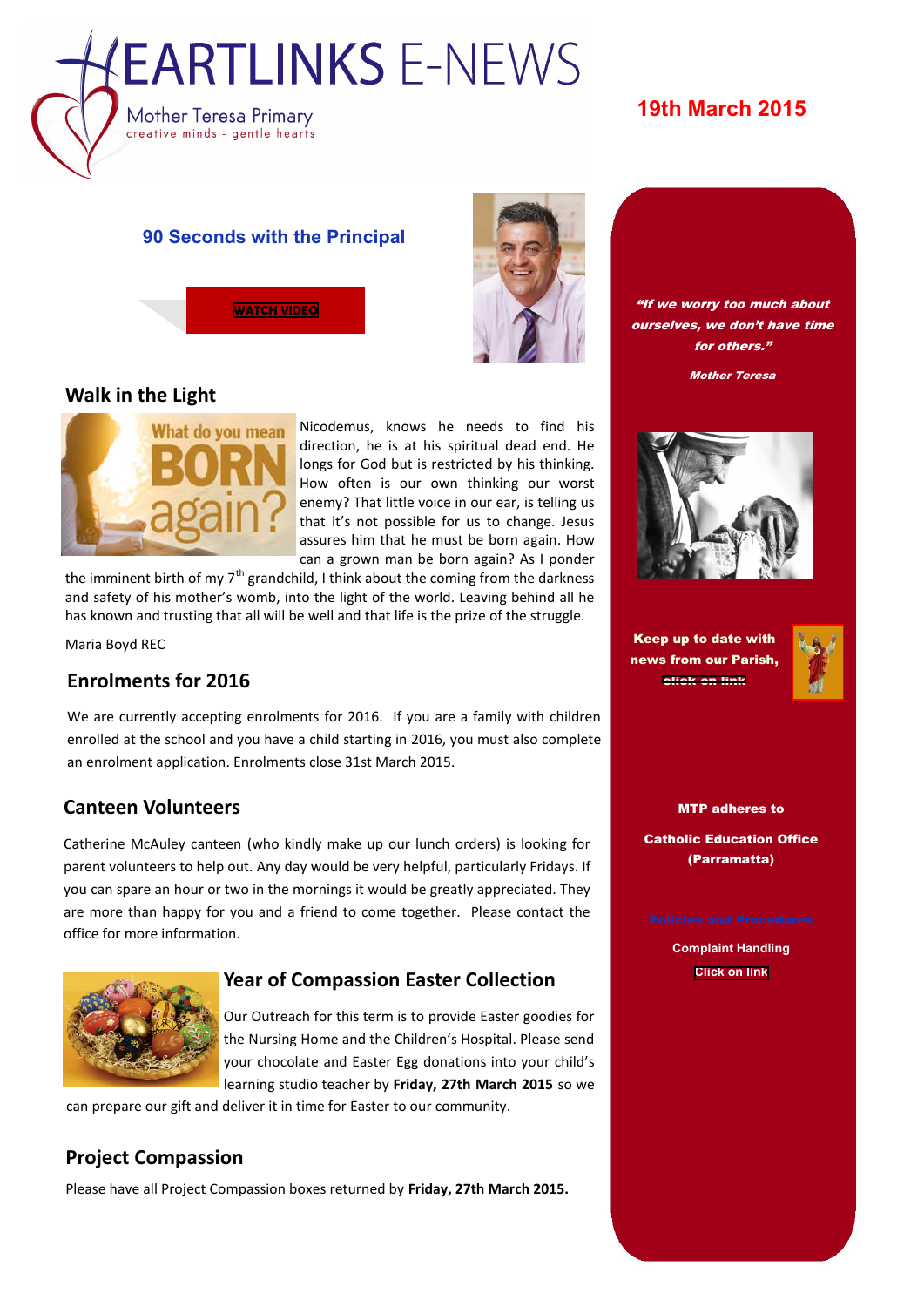# HEARTLINKS E-NEWS

Mother Teresa Primary
creative minds - gentle hearts

**19th March 2015**

## 90 Seconds with the Principal

WATCH VIDEO

## Walk in the Light

Nicodemus, knows he needs to find his direction, he is at his spiritual dead end. He longs for God but is restricted by his thinking. How often is our own thinking our worst enemy? That little voice in our ear, is telling us that it's not possible for us to change. Jesus assures him that he must be born again. How can a grown man be born again? As I ponder the imminent birth of my 7th grandchild, I think about the coming from the darkness and safety of his mother's womb, into the light of the world. Leaving behind all he has known and trusting that all will be well and that life is the prize of the struggle.

Maria Boyd REC

## Enrolments for 2016

We are currently accepting enrolments for 2016. If you are a family with children enrolled at the school and you have a child starting in 2016, you must also complete an enrolment application. Enrolments close 31st March 2015.

## Canteen Volunteers

Catherine McAuley canteen (who kindly make up our lunch orders) is looking for parent volunteers to help out. Any day would be very helpful, particularly Fridays. If you can spare an hour or two in the mornings it would be greatly appreciated. They are more than happy for you and a friend to come together. Please contact the office for more information.

## Year of Compassion Easter Collection

Our Outreach for this term is to provide Easter goodies for the Nursing Home and the Children's Hospital. Please send your chocolate and Easter Egg donations into your child's learning studio teacher by **Friday, 27th March 2015** so we can prepare our gift and deliver it in time for Easter to our community.

## Project Compassion

Please have all Project Compassion boxes returned by **Friday, 27th March 2015.**

***"If we worry too much about ourselves, we don't have time for others."***

***Mother Teresa***

**Keep up to date with news from our Parish, click on link**

**MTP adheres to**

**Catholic Education Office (Parramatta)**

Policies and Procedures

**Complaint Handling**

**Click on link**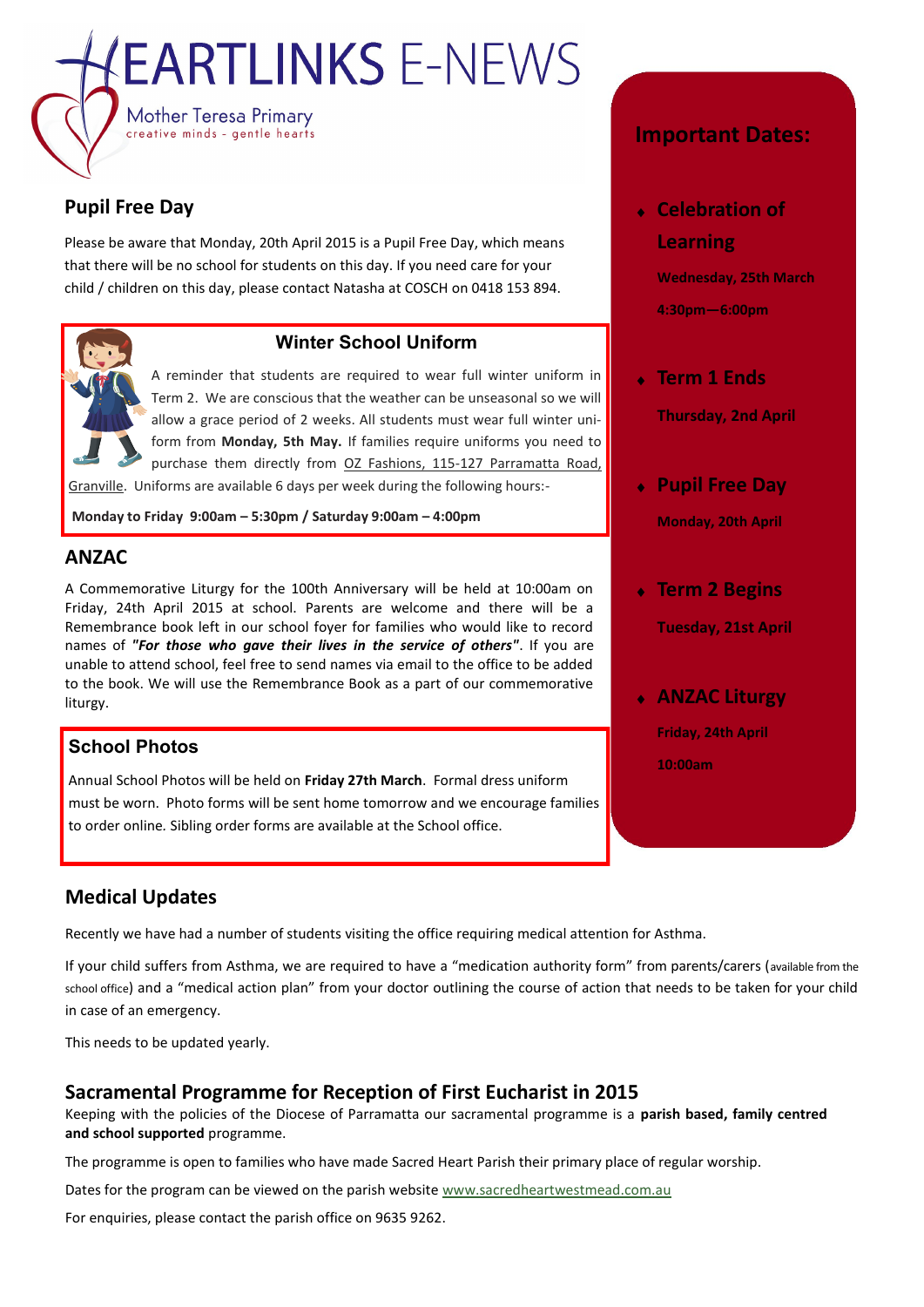# HEARTLINKS E-NEWS

Mother Teresa Primary
creative minds - gentle hearts

## Pupil Free Day

Please be aware that Monday, 20th April 2015 is a Pupil Free Day, which means that there will be no school for students on this day. If you need care for your child / children on this day, please contact Natasha at COSCH on 0418 153 894.

## Winter School Uniform

A reminder that students are required to wear full winter uniform in Term 2. We are conscious that the weather can be unseasonal so we will allow a grace period of 2 weeks. All students must wear full winter uniform from **Monday, 5th May.** If families require uniforms you need to purchase them directly from OZ Fashions, 115-127 Parramatta Road, Granville. Uniforms are available 6 days per week during the following hours:-

**Monday to Friday 9:00am – 5:30pm / Saturday 9:00am – 4:00pm**

## ANZAC

A Commemorative Liturgy for the 100th Anniversary will be held at 10:00am on Friday, 24th April 2015 at school. Parents are welcome and there will be a Remembrance book left in our school foyer for families who would like to record names of ***"For those who gave their lives in the service of others"***. If you are unable to attend school, feel free to send names via email to the office to be added to the book. We will use the Remembrance Book as a part of our commemorative liturgy.

## School Photos

Annual School Photos will be held on **Friday 27th March**. Formal dress uniform must be worn. Photo forms will be sent home tomorrow and we encourage families to order online. Sibling order forms are available at the School office.

## Important Dates:

- **Celebration of Learning**
  Wednesday, 25th March
  4:30pm—6:00pm
- **Term 1 Ends**
  Thursday, 2nd April
- **Pupil Free Day**
  Monday, 20th April
- **Term 2 Begins**
  Tuesday, 21st April
- **ANZAC Liturgy**
  Friday, 24th April
  10:00am

## Medical Updates

Recently we have had a number of students visiting the office requiring medical attention for Asthma.

If your child suffers from Asthma, we are required to have a "medication authority form" from parents/carers (available from the school office) and a "medical action plan" from your doctor outlining the course of action that needs to be taken for your child in case of an emergency.

This needs to be updated yearly.

## Sacramental Programme for Reception of First Eucharist in 2015

Keeping with the policies of the Diocese of Parramatta our sacramental programme is a **parish based, family centred and school supported** programme.

The programme is open to families who have made Sacred Heart Parish their primary place of regular worship.

Dates for the program can be viewed on the parish website www.sacredheartwestmead.com.au

For enquiries, please contact the parish office on 9635 9262.